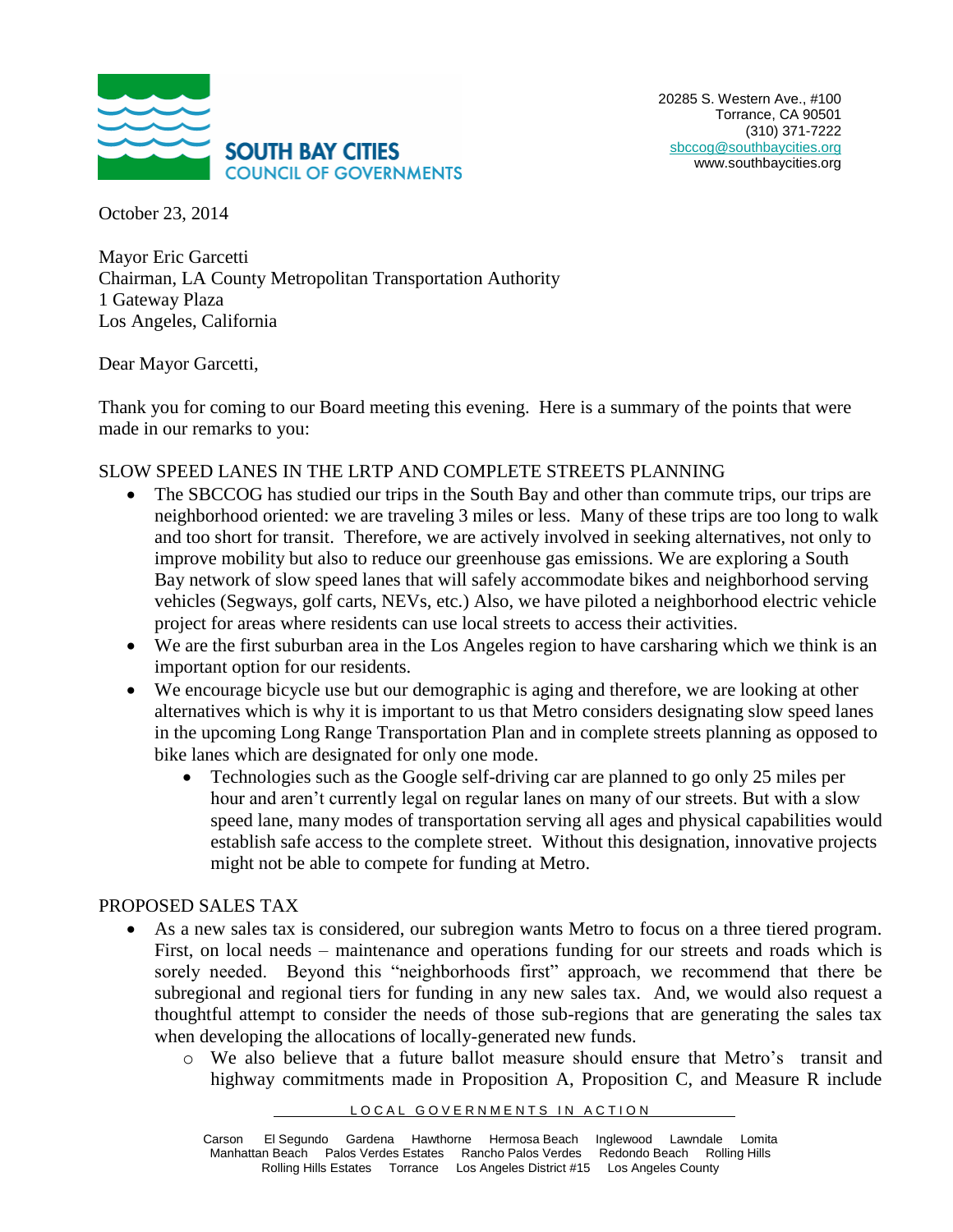**SOUTH BAY CITIES**
**COUNCIL OF GOVERNMENTS**

20285 S. Western Ave., #100
Torrance, CA 90501
(310) 371-7222
sbccog@southbaycities.org
www.southbaycities.org

October 23, 2014

Mayor Eric Garcetti
Chairman, LA County Metropolitan Transportation Authority
1 Gateway Plaza
Los Angeles, California

Dear Mayor Garcetti,

Thank you for coming to our Board meeting this evening. Here is a summary of the points that were made in our remarks to you:

SLOW SPEED LANES IN THE LRTP AND COMPLETE STREETS PLANNING

- The SBCCOG has studied our trips in the South Bay and other than commute trips, our trips are neighborhood oriented: we are traveling 3 miles or less. Many of these trips are too long to walk and too short for transit. Therefore, we are actively involved in seeking alternatives, not only to improve mobility but also to reduce our greenhouse gas emissions. We are exploring a South Bay network of slow speed lanes that will safely accommodate bikes and neighborhood serving vehicles (Segways, golf carts, NEVs, etc.) Also, we have piloted a neighborhood electric vehicle project for areas where residents can use local streets to access their activities.
- We are the first suburban area in the Los Angeles region to have carsharing which we think is an important option for our residents.
- We encourage bicycle use but our demographic is aging and therefore, we are looking at other alternatives which is why it is important to us that Metro considers designating slow speed lanes in the upcoming Long Range Transportation Plan and in complete streets planning as opposed to bike lanes which are designated for only one mode.
  - Technologies such as the Google self-driving car are planned to go only 25 miles per hour and aren't currently legal on regular lanes on many of our streets. But with a slow speed lane, many modes of transportation serving all ages and physical capabilities would establish safe access to the complete street. Without this designation, innovative projects might not be able to compete for funding at Metro.

PROPOSED SALES TAX

- As a new sales tax is considered, our subregion wants Metro to focus on a three tiered program. First, on local needs – maintenance and operations funding for our streets and roads which is sorely needed. Beyond this "neighborhoods first" approach, we recommend that there be subregional and regional tiers for funding in any new sales tax. And, we would also request a thoughtful attempt to consider the needs of those sub-regions that are generating the sales tax when developing the allocations of locally-generated new funds.
  - We also believe that a future ballot measure should ensure that Metro's transit and highway commitments made in Proposition A, Proposition C, and Measure R include

LOCAL GOVERNMENTS IN ACTION

Carson El Segundo Gardena Hawthorne Hermosa Beach Inglewood Lawndale Lomita Manhattan Beach Palos Verdes Estates Rancho Palos Verdes Redondo Beach Rolling Hills Rolling Hills Estates Torrance Los Angeles District #15 Los Angeles County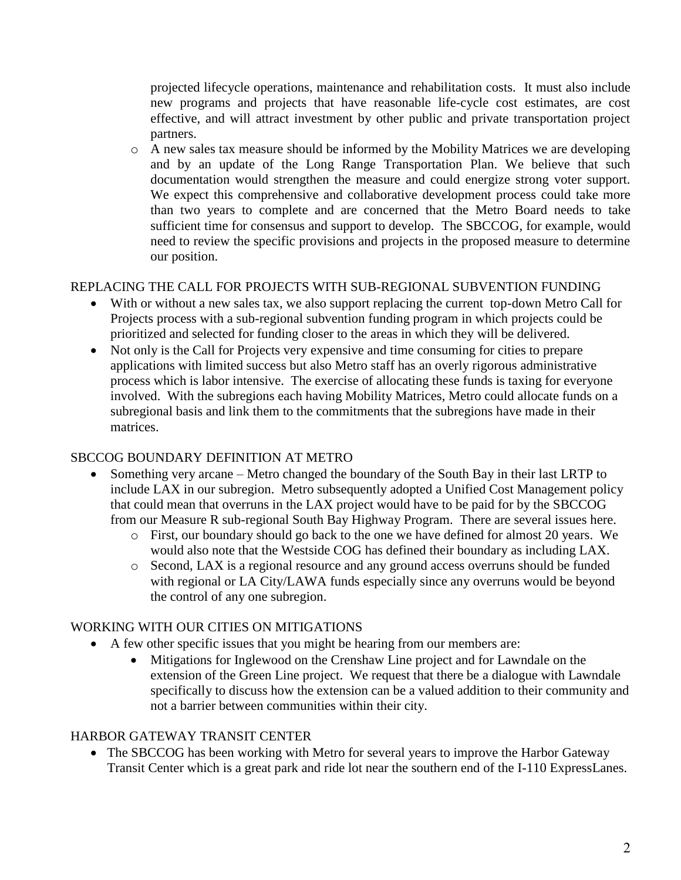- projected lifecycle operations, maintenance and rehabilitation costs. It must also include new programs and projects that have reasonable life-cycle cost estimates, are cost effective, and will attract investment by other public and private transportation project partners.
  - A new sales tax measure should be informed by the Mobility Matrices we are developing and by an update of the Long Range Transportation Plan. We believe that such documentation would strengthen the measure and could energize strong voter support. We expect this comprehensive and collaborative development process could take more than two years to complete and are concerned that the Metro Board needs to take sufficient time for consensus and support to develop. The SBCCOG, for example, would need to review the specific provisions and projects in the proposed measure to determine our position.

REPLACING THE CALL FOR PROJECTS WITH SUB-REGIONAL SUBVENTION FUNDING

- With or without a new sales tax, we also support replacing the current top-down Metro Call for Projects process with a sub-regional subvention funding program in which projects could be prioritized and selected for funding closer to the areas in which they will be delivered.
- Not only is the Call for Projects very expensive and time consuming for cities to prepare applications with limited success but also Metro staff has an overly rigorous administrative process which is labor intensive. The exercise of allocating these funds is taxing for everyone involved. With the subregions each having Mobility Matrices, Metro could allocate funds on a subregional basis and link them to the commitments that the subregions have made in their matrices.

SBCCOG BOUNDARY DEFINITION AT METRO

- Something very arcane – Metro changed the boundary of the South Bay in their last LRTP to include LAX in our subregion. Metro subsequently adopted a Unified Cost Management policy that could mean that overruns in the LAX project would have to be paid for by the SBCCOG from our Measure R sub-regional South Bay Highway Program. There are several issues here.
  - First, our boundary should go back to the one we have defined for almost 20 years. We would also note that the Westside COG has defined their boundary as including LAX.
  - Second, LAX is a regional resource and any ground access overruns should be funded with regional or LA City/LAWA funds especially since any overruns would be beyond the control of any one subregion.

WORKING WITH OUR CITIES ON MITIGATIONS

- A few other specific issues that you might be hearing from our members are:
  - Mitigations for Inglewood on the Crenshaw Line project and for Lawndale on the extension of the Green Line project. We request that there be a dialogue with Lawndale specifically to discuss how the extension can be a valued addition to their community and not a barrier between communities within their city.

HARBOR GATEWAY TRANSIT CENTER

- The SBCCOG has been working with Metro for several years to improve the Harbor Gateway Transit Center which is a great park and ride lot near the southern end of the I-110 ExpressLanes.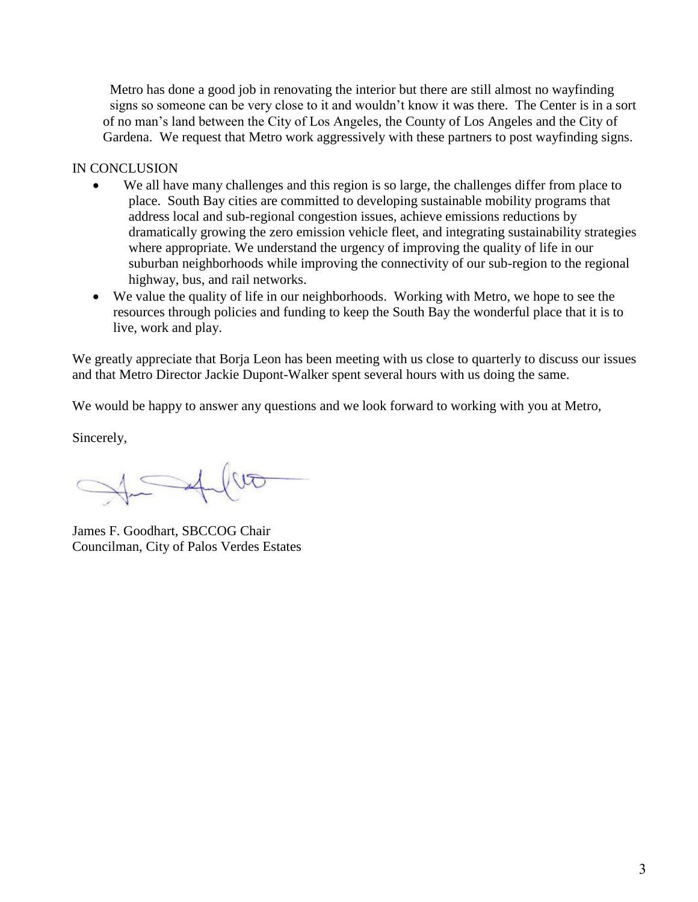Metro has done a good job in renovating the interior but there are still almost no wayfinding signs so someone can be very close to it and wouldn't know it was there. The Center is in a sort of no man's land between the City of Los Angeles, the County of Los Angeles and the City of Gardena. We request that Metro work aggressively with these partners to post wayfinding signs.

IN CONCLUSION

- We all have many challenges and this region is so large, the challenges differ from place to place. South Bay cities are committed to developing sustainable mobility programs that address local and sub-regional congestion issues, achieve emissions reductions by dramatically growing the zero emission vehicle fleet, and integrating sustainability strategies where appropriate. We understand the urgency of improving the quality of life in our suburban neighborhoods while improving the connectivity of our sub-region to the regional highway, bus, and rail networks.
- We value the quality of life in our neighborhoods. Working with Metro, we hope to see the resources through policies and funding to keep the South Bay the wonderful place that it is to live, work and play.

We greatly appreciate that Borja Leon has been meeting with us close to quarterly to discuss our issues and that Metro Director Jackie Dupont-Walker spent several hours with us doing the same.

We would be happy to answer any questions and we look forward to working with you at Metro,

Sincerely,

James F. Goodhart, SBCCOG Chair
Councilman, City of Palos Verdes Estates